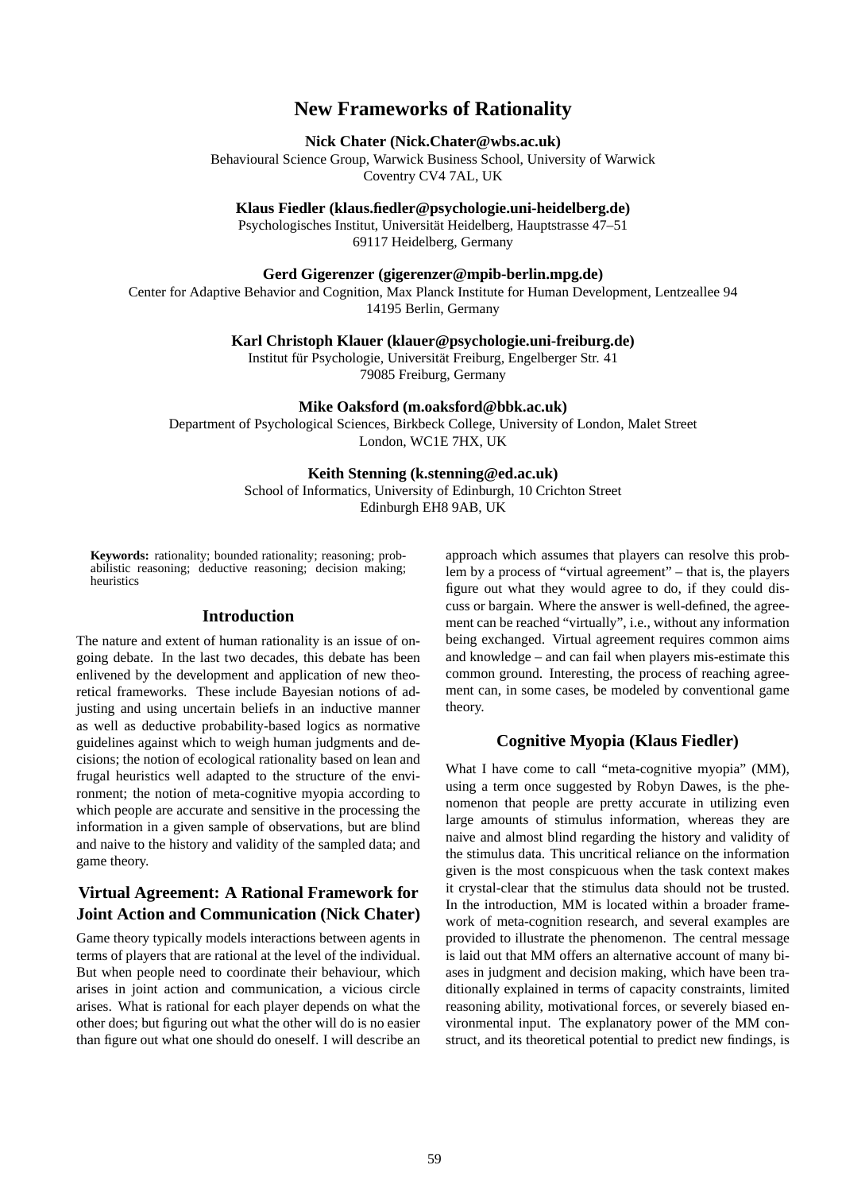# New Frameworks of Rationality

**Nick Chater (Nick.Chater@wbs.ac.uk)**
Behavioural Science Group, Warwick Business School, University of Warwick
Coventry CV4 7AL, UK

**Klaus Fiedler (klaus.fiedler@psychologie.uni-heidelberg.de)**
Psychologisches Institut, Universität Heidelberg, Hauptstrasse 47–51
69117 Heidelberg, Germany

**Gerd Gigerenzer (gigerenzer@mpib-berlin.mpg.de)**
Center for Adaptive Behavior and Cognition, Max Planck Institute for Human Development, Lentzeallee 94
14195 Berlin, Germany

**Karl Christoph Klauer (klauer@psychologie.uni-freiburg.de)**
Institut für Psychologie, Universität Freiburg, Engelberger Str. 41
79085 Freiburg, Germany

**Mike Oaksford (m.oaksford@bbk.ac.uk)**
Department of Psychological Sciences, Birkbeck College, University of London, Malet Street
London, WC1E 7HX, UK

**Keith Stenning (k.stenning@ed.ac.uk)**
School of Informatics, University of Edinburgh, 10 Crichton Street
Edinburgh EH8 9AB, UK

**Keywords:** rationality; bounded rationality; reasoning; probabilistic reasoning; deductive reasoning; decision making; heuristics

## Introduction

The nature and extent of human rationality is an issue of ongoing debate. In the last two decades, this debate has been enlivened by the development and application of new theoretical frameworks. These include Bayesian notions of adjusting and using uncertain beliefs in an inductive manner as well as deductive probability-based logics as normative guidelines against which to weigh human judgments and decisions; the notion of ecological rationality based on lean and frugal heuristics well adapted to the structure of the environment; the notion of meta-cognitive myopia according to which people are accurate and sensitive in the processing the information in a given sample of observations, but are blind and naive to the history and validity of the sampled data; and game theory.

## Virtual Agreement: A Rational Framework for Joint Action and Communication (Nick Chater)

Game theory typically models interactions between agents in terms of players that are rational at the level of the individual. But when people need to coordinate their behaviour, which arises in joint action and communication, a vicious circle arises. What is rational for each player depends on what the other does; but figuring out what the other will do is no easier than figure out what one should do oneself. I will describe an approach which assumes that players can resolve this problem by a process of "virtual agreement" – that is, the players figure out what they would agree to do, if they could discuss or bargain. Where the answer is well-defined, the agreement can be reached "virtually", i.e., without any information being exchanged. Virtual agreement requires common aims and knowledge – and can fail when players mis-estimate this common ground. Interesting, the process of reaching agreement can, in some cases, be modeled by conventional game theory.

## Cognitive Myopia (Klaus Fiedler)

What I have come to call "meta-cognitive myopia" (MM), using a term once suggested by Robyn Dawes, is the phenomenon that people are pretty accurate in utilizing even large amounts of stimulus information, whereas they are naive and almost blind regarding the history and validity of the stimulus data. This uncritical reliance on the information given is the most conspicuous when the task context makes it crystal-clear that the stimulus data should not be trusted. In the introduction, MM is located within a broader framework of meta-cognition research, and several examples are provided to illustrate the phenomenon. The central message is laid out that MM offers an alternative account of many biases in judgment and decision making, which have been traditionally explained in terms of capacity constraints, limited reasoning ability, motivational forces, or severely biased environmental input. The explanatory power of the MM construct, and its theoretical potential to predict new findings, is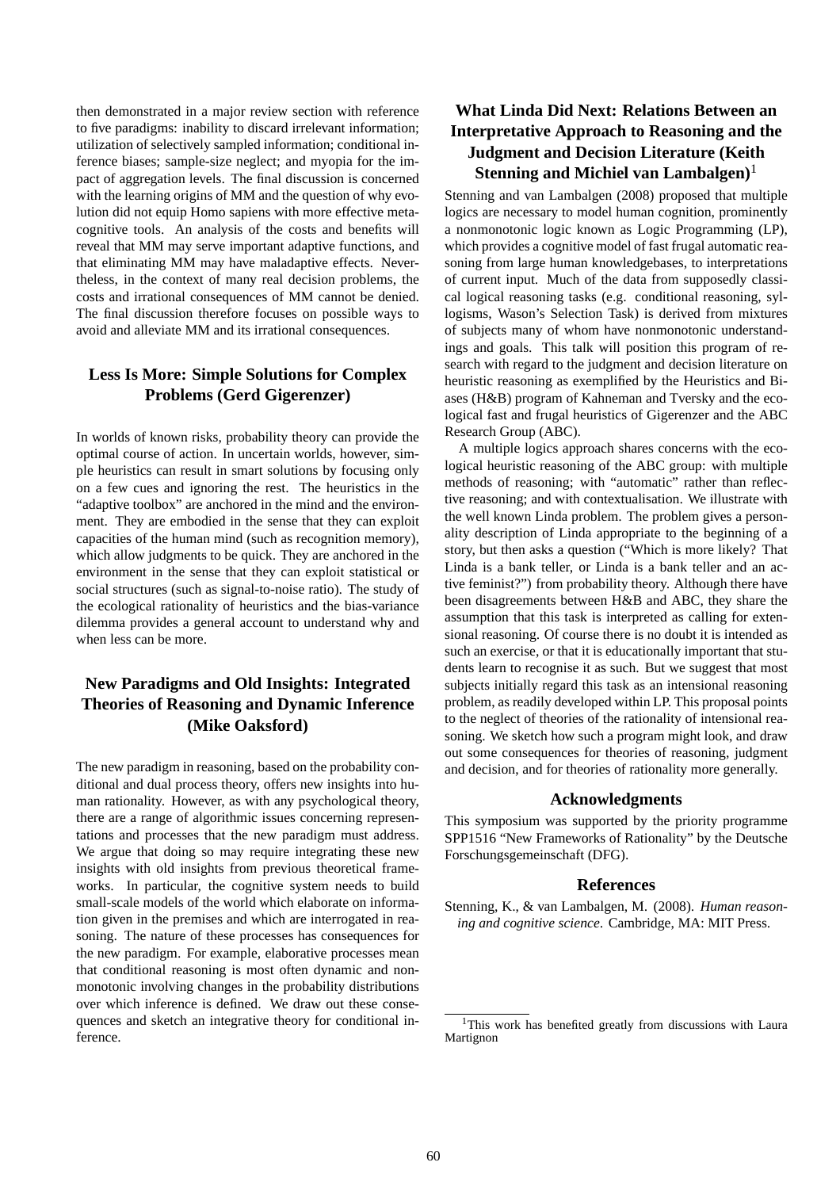then demonstrated in a major review section with reference to five paradigms: inability to discard irrelevant information; utilization of selectively sampled information; conditional inference biases; sample-size neglect; and myopia for the impact of aggregation levels. The final discussion is concerned with the learning origins of MM and the question of why evolution did not equip Homo sapiens with more effective metacognitive tools. An analysis of the costs and benefits will reveal that MM may serve important adaptive functions, and that eliminating MM may have maladaptive effects. Nevertheless, in the context of many real decision problems, the costs and irrational consequences of MM cannot be denied. The final discussion therefore focuses on possible ways to avoid and alleviate MM and its irrational consequences.

## Less Is More: Simple Solutions for Complex Problems (Gerd Gigerenzer)

In worlds of known risks, probability theory can provide the optimal course of action. In uncertain worlds, however, simple heuristics can result in smart solutions by focusing only on a few cues and ignoring the rest. The heuristics in the "adaptive toolbox" are anchored in the mind and the environment. They are embodied in the sense that they can exploit capacities of the human mind (such as recognition memory), which allow judgments to be quick. They are anchored in the environment in the sense that they can exploit statistical or social structures (such as signal-to-noise ratio). The study of the ecological rationality of heuristics and the bias-variance dilemma provides a general account to understand why and when less can be more.

## New Paradigms and Old Insights: Integrated Theories of Reasoning and Dynamic Inference (Mike Oaksford)

The new paradigm in reasoning, based on the probability conditional and dual process theory, offers new insights into human rationality. However, as with any psychological theory, there are a range of algorithmic issues concerning representations and processes that the new paradigm must address. We argue that doing so may require integrating these new insights with old insights from previous theoretical frameworks. In particular, the cognitive system needs to build small-scale models of the world which elaborate on information given in the premises and which are interrogated in reasoning. The nature of these processes has consequences for the new paradigm. For example, elaborative processes mean that conditional reasoning is most often dynamic and nonmonotonic involving changes in the probability distributions over which inference is defined. We draw out these consequences and sketch an integrative theory for conditional inference.

## What Linda Did Next: Relations Between an Interpretative Approach to Reasoning and the Judgment and Decision Literature (Keith Stenning and Michiel van Lambalgen)[1]

Stenning and van Lambalgen (2008) proposed that multiple logics are necessary to model human cognition, prominently a nonmonotonic logic known as Logic Programming (LP), which provides a cognitive model of fast frugal automatic reasoning from large human knowledgebases, to interpretations of current input. Much of the data from supposedly classical logical reasoning tasks (e.g. conditional reasoning, syllogisms, Wason's Selection Task) is derived from mixtures of subjects many of whom have nonmonotonic understandings and goals. This talk will position this program of research with regard to the judgment and decision literature on heuristic reasoning as exemplified by the Heuristics and Biases (H&B) program of Kahneman and Tversky and the ecological fast and frugal heuristics of Gigerenzer and the ABC Research Group (ABC).

A multiple logics approach shares concerns with the ecological heuristic reasoning of the ABC group: with multiple methods of reasoning; with "automatic" rather than reflective reasoning; and with contextualisation. We illustrate with the well known Linda problem. The problem gives a personality description of Linda appropriate to the beginning of a story, but then asks a question ("Which is more likely? That Linda is a bank teller, or Linda is a bank teller and an active feminist?") from probability theory. Although there have been disagreements between H&B and ABC, they share the assumption that this task is interpreted as calling for extensional reasoning. Of course there is no doubt it is intended as such an exercise, or that it is educationally important that students learn to recognise it as such. But we suggest that most subjects initially regard this task as an intensional reasoning problem, as readily developed within LP. This proposal points to the neglect of theories of the rationality of intensional reasoning. We sketch how such a program might look, and draw out some consequences for theories of reasoning, judgment and decision, and for theories of rationality more generally.

## Acknowledgments

This symposium was supported by the priority programme SPP1516 "New Frameworks of Rationality" by the Deutsche Forschungsgemeinschaft (DFG).

## References

Stenning, K., & van Lambalgen, M. (2008). *Human reasoning and cognitive science*. Cambridge, MA: MIT Press.

[1] This work has benefited greatly from discussions with Laura Martignon